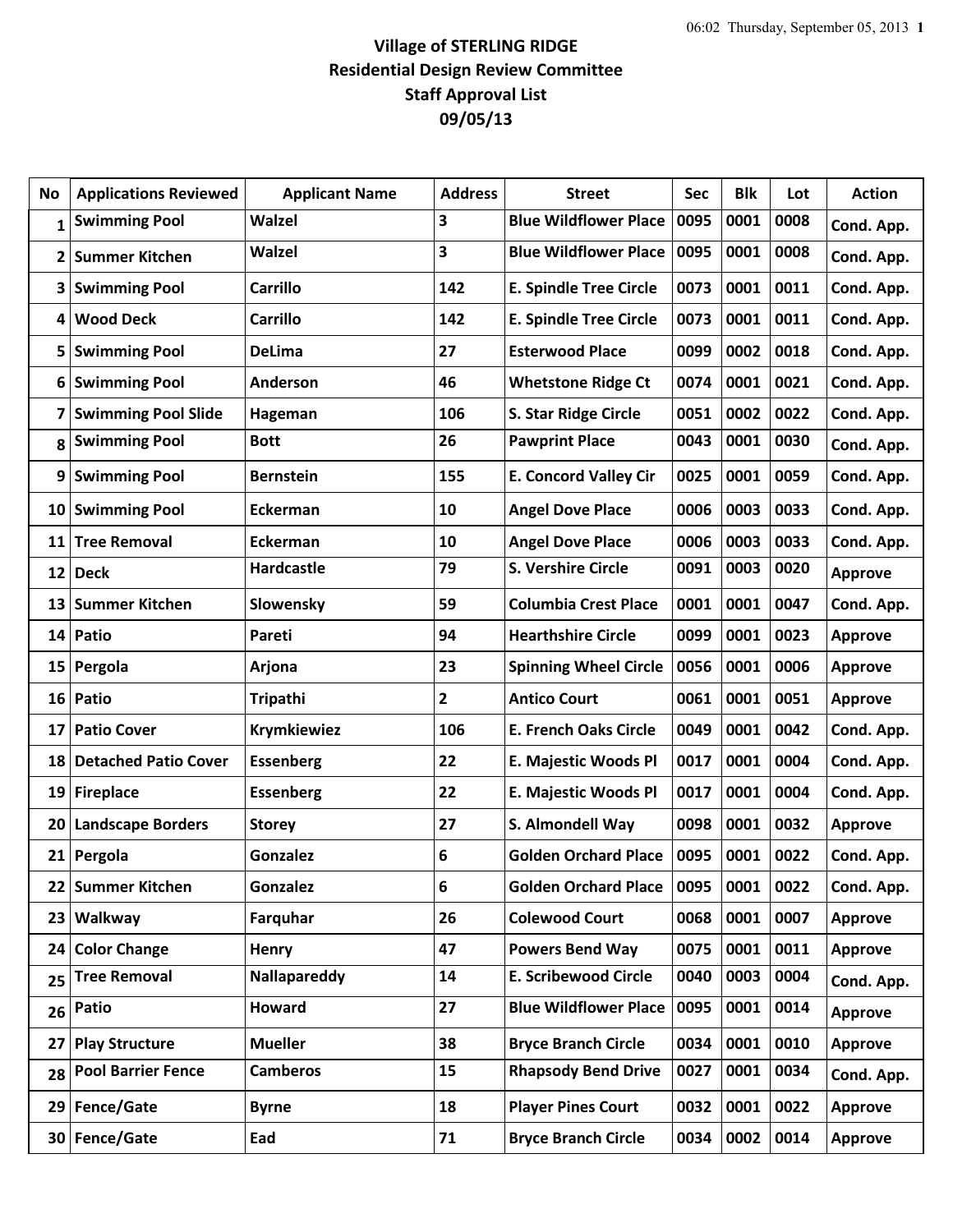# Village of STERLING RIDGE
## Residential Design Review Committee
## Staff Approval List
## 09/05/13

| No | Applications Reviewed | Applicant Name | Address | Street | Sec | Blk | Lot | Action |
|---|---|---|---|---|---|---|---|---|
| 1 | Swimming Pool | Walzel | 3 | Blue Wildflower Place | 0095 | 0001 | 0008 | Cond. App. |
| 2 | Summer Kitchen | Walzel | 3 | Blue Wildflower Place | 0095 | 0001 | 0008 | Cond. App. |
| 3 | Swimming Pool | Carrillo | 142 | E. Spindle Tree Circle | 0073 | 0001 | 0011 | Cond. App. |
| 4 | Wood Deck | Carrillo | 142 | E. Spindle Tree Circle | 0073 | 0001 | 0011 | Cond. App. |
| 5 | Swimming Pool | DeLima | 27 | Esterwood Place | 0099 | 0002 | 0018 | Cond. App. |
| 6 | Swimming Pool | Anderson | 46 | Whetstone Ridge Ct | 0074 | 0001 | 0021 | Cond. App. |
| 7 | Swimming Pool Slide | Hageman | 106 | S. Star Ridge Circle | 0051 | 0002 | 0022 | Cond. App. |
| 8 | Swimming Pool | Bott | 26 | Pawprint Place | 0043 | 0001 | 0030 | Cond. App. |
| 9 | Swimming Pool | Bernstein | 155 | E. Concord Valley Cir | 0025 | 0001 | 0059 | Cond. App. |
| 10 | Swimming Pool | Eckerman | 10 | Angel Dove Place | 0006 | 0003 | 0033 | Cond. App. |
| 11 | Tree Removal | Eckerman | 10 | Angel Dove Place | 0006 | 0003 | 0033 | Cond. App. |
| 12 | Deck | Hardcastle | 79 | S. Vershire Circle | 0091 | 0003 | 0020 | Approve |
| 13 | Summer Kitchen | Slowensky | 59 | Columbia Crest Place | 0001 | 0001 | 0047 | Cond. App. |
| 14 | Patio | Pareti | 94 | Hearthshire Circle | 0099 | 0001 | 0023 | Approve |
| 15 | Pergola | Arjona | 23 | Spinning Wheel Circle | 0056 | 0001 | 0006 | Approve |
| 16 | Patio | Tripathi | 2 | Antico Court | 0061 | 0001 | 0051 | Approve |
| 17 | Patio Cover | Krymkiewiez | 106 | E. French Oaks Circle | 0049 | 0001 | 0042 | Cond. App. |
| 18 | Detached Patio Cover | Essenberg | 22 | E. Majestic Woods Pl | 0017 | 0001 | 0004 | Cond. App. |
| 19 | Fireplace | Essenberg | 22 | E. Majestic Woods Pl | 0017 | 0001 | 0004 | Cond. App. |
| 20 | Landscape Borders | Storey | 27 | S. Almondell Way | 0098 | 0001 | 0032 | Approve |
| 21 | Pergola | Gonzalez | 6 | Golden Orchard Place | 0095 | 0001 | 0022 | Cond. App. |
| 22 | Summer Kitchen | Gonzalez | 6 | Golden Orchard Place | 0095 | 0001 | 0022 | Cond. App. |
| 23 | Walkway | Farquhar | 26 | Colewood Court | 0068 | 0001 | 0007 | Approve |
| 24 | Color Change | Henry | 47 | Powers Bend Way | 0075 | 0001 | 0011 | Approve |
| 25 | Tree Removal | Nallapareddy | 14 | E. Scribewood Circle | 0040 | 0003 | 0004 | Cond. App. |
| 26 | Patio | Howard | 27 | Blue Wildflower Place | 0095 | 0001 | 0014 | Approve |
| 27 | Play Structure | Mueller | 38 | Bryce Branch Circle | 0034 | 0001 | 0010 | Approve |
| 28 | Pool Barrier Fence | Camberos | 15 | Rhapsody Bend Drive | 0027 | 0001 | 0034 | Cond. App. |
| 29 | Fence/Gate | Byrne | 18 | Player Pines Court | 0032 | 0001 | 0022 | Approve |
| 30 | Fence/Gate | Ead | 71 | Bryce Branch Circle | 0034 | 0002 | 0014 | Approve |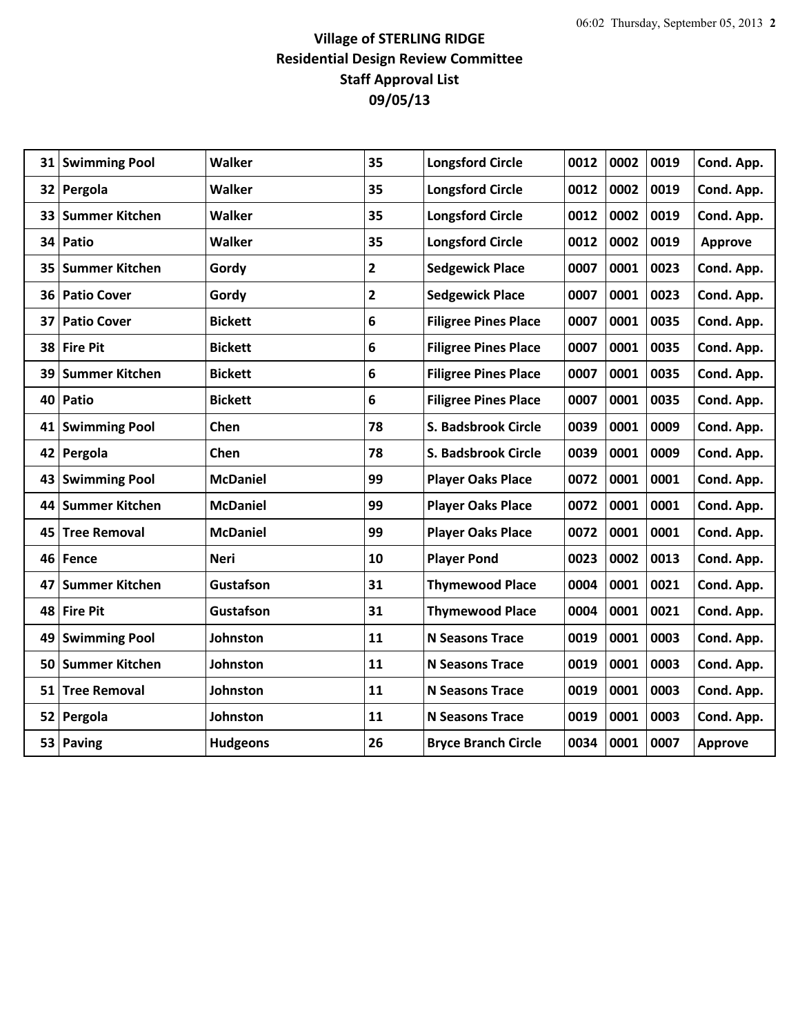**Village of STERLING RIDGE**
**Residential Design Review Committee**
**Staff Approval List**
**09/05/13**

| | | | | | | | | |
|---|---|---|---|---|---|---|---|---|
| 31 | Swimming Pool | Walker | 35 | Longsford Circle | 0012 | 0002 | 0019 | Cond. App. |
| 32 | Pergola | Walker | 35 | Longsford Circle | 0012 | 0002 | 0019 | Cond. App. |
| 33 | Summer Kitchen | Walker | 35 | Longsford Circle | 0012 | 0002 | 0019 | Cond. App. |
| 34 | Patio | Walker | 35 | Longsford Circle | 0012 | 0002 | 0019 | Approve |
| 35 | Summer Kitchen | Gordy | 2 | Sedgewick Place | 0007 | 0001 | 0023 | Cond. App. |
| 36 | Patio Cover | Gordy | 2 | Sedgewick Place | 0007 | 0001 | 0023 | Cond. App. |
| 37 | Patio Cover | Bickett | 6 | Filigree Pines Place | 0007 | 0001 | 0035 | Cond. App. |
| 38 | Fire Pit | Bickett | 6 | Filigree Pines Place | 0007 | 0001 | 0035 | Cond. App. |
| 39 | Summer Kitchen | Bickett | 6 | Filigree Pines Place | 0007 | 0001 | 0035 | Cond. App. |
| 40 | Patio | Bickett | 6 | Filigree Pines Place | 0007 | 0001 | 0035 | Cond. App. |
| 41 | Swimming Pool | Chen | 78 | S. Badsbrook Circle | 0039 | 0001 | 0009 | Cond. App. |
| 42 | Pergola | Chen | 78 | S. Badsbrook Circle | 0039 | 0001 | 0009 | Cond. App. |
| 43 | Swimming Pool | McDaniel | 99 | Player Oaks Place | 0072 | 0001 | 0001 | Cond. App. |
| 44 | Summer Kitchen | McDaniel | 99 | Player Oaks Place | 0072 | 0001 | 0001 | Cond. App. |
| 45 | Tree Removal | McDaniel | 99 | Player Oaks Place | 0072 | 0001 | 0001 | Cond. App. |
| 46 | Fence | Neri | 10 | Player Pond | 0023 | 0002 | 0013 | Cond. App. |
| 47 | Summer Kitchen | Gustafson | 31 | Thymewood Place | 0004 | 0001 | 0021 | Cond. App. |
| 48 | Fire Pit | Gustafson | 31 | Thymewood Place | 0004 | 0001 | 0021 | Cond. App. |
| 49 | Swimming Pool | Johnston | 11 | N Seasons Trace | 0019 | 0001 | 0003 | Cond. App. |
| 50 | Summer Kitchen | Johnston | 11 | N Seasons Trace | 0019 | 0001 | 0003 | Cond. App. |
| 51 | Tree Removal | Johnston | 11 | N Seasons Trace | 0019 | 0001 | 0003 | Cond. App. |
| 52 | Pergola | Johnston | 11 | N Seasons Trace | 0019 | 0001 | 0003 | Cond. App. |
| 53 | Paving | Hudgeons | 26 | Bryce Branch Circle | 0034 | 0001 | 0007 | Approve |